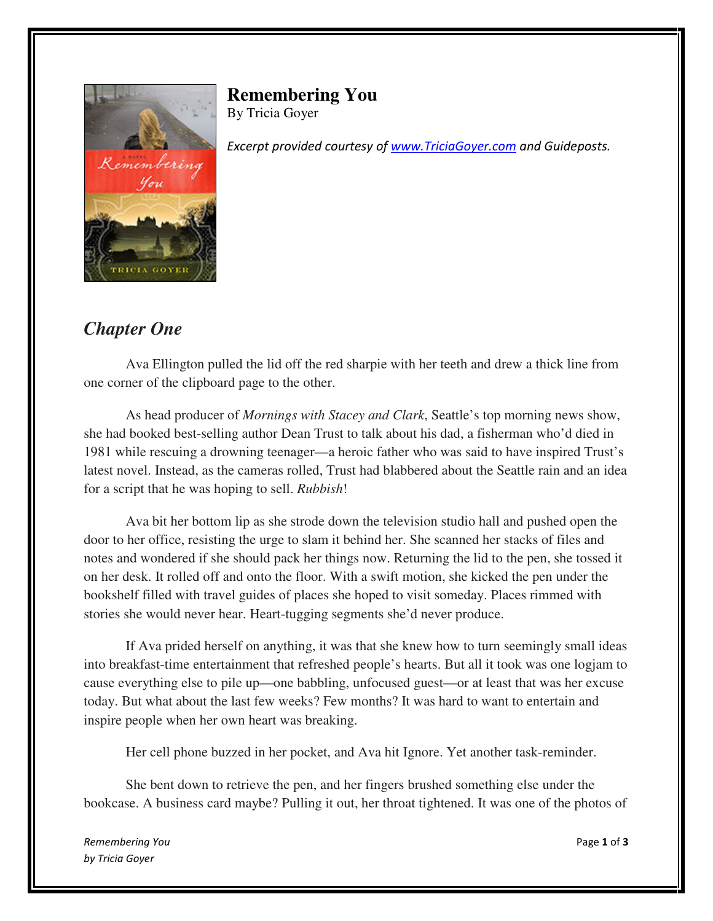# Remembering You

By Tricia Goyer

*Excerpt provided courtesy of [www.TriciaGoyer.com](http://www.TriciaGoyer.com) and Guideposts.*

## *Chapter One*

Ava Ellington pulled the lid off the red sharpie with her teeth and drew a thick line from one corner of the clipboard page to the other.

As head producer of *Mornings with Stacey and Clark*, Seattle's top morning news show, she had booked best-selling author Dean Trust to talk about his dad, a fisherman who'd died in 1981 while rescuing a drowning teenager—a heroic father who was said to have inspired Trust's latest novel. Instead, as the cameras rolled, Trust had blabbered about the Seattle rain and an idea for a script that he was hoping to sell. *Rubbish*!

Ava bit her bottom lip as she strode down the television studio hall and pushed open the door to her office, resisting the urge to slam it behind her. She scanned her stacks of files and notes and wondered if she should pack her things now. Returning the lid to the pen, she tossed it on her desk. It rolled off and onto the floor. With a swift motion, she kicked the pen under the bookshelf filled with travel guides of places she hoped to visit someday. Places rimmed with stories she would never hear. Heart-tugging segments she'd never produce.

If Ava prided herself on anything, it was that she knew how to turn seemingly small ideas into breakfast-time entertainment that refreshed people's hearts. But all it took was one logjam to cause everything else to pile up—one babbling, unfocused guest—or at least that was her excuse today. But what about the last few weeks? Few months? It was hard to want to entertain and inspire people when her own heart was breaking.

Her cell phone buzzed in her pocket, and Ava hit Ignore. Yet another task-reminder.

She bent down to retrieve the pen, and her fingers brushed something else under the bookcase. A business card maybe? Pulling it out, her throat tightened. It was one of the photos of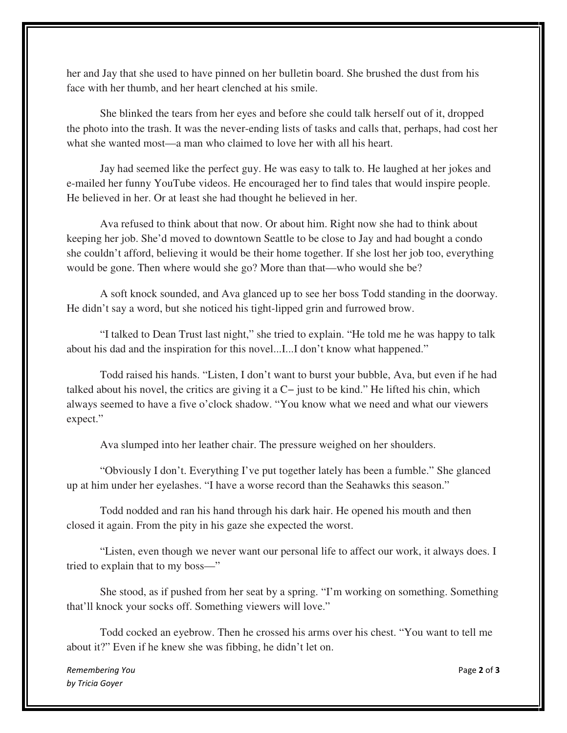her and Jay that she used to have pinned on her bulletin board. She brushed the dust from his face with her thumb, and her heart clenched at his smile.

She blinked the tears from her eyes and before she could talk herself out of it, dropped the photo into the trash. It was the never-ending lists of tasks and calls that, perhaps, had cost her what she wanted most—a man who claimed to love her with all his heart.

Jay had seemed like the perfect guy. He was easy to talk to. He laughed at her jokes and e-mailed her funny YouTube videos. He encouraged her to find tales that would inspire people. He believed in her. Or at least she had thought he believed in her.

Ava refused to think about that now. Or about him. Right now she had to think about keeping her job. She'd moved to downtown Seattle to be close to Jay and had bought a condo she couldn't afford, believing it would be their home together. If she lost her job too, everything would be gone. Then where would she go? More than that—who would she be?

A soft knock sounded, and Ava glanced up to see her boss Todd standing in the doorway. He didn't say a word, but she noticed his tight-lipped grin and furrowed brow.

"I talked to Dean Trust last night," she tried to explain. "He told me he was happy to talk about his dad and the inspiration for this novel...I...I don't know what happened."

Todd raised his hands. "Listen, I don't want to burst your bubble, Ava, but even if he had talked about his novel, the critics are giving it a C– just to be kind." He lifted his chin, which always seemed to have a five o'clock shadow. "You know what we need and what our viewers expect."

Ava slumped into her leather chair. The pressure weighed on her shoulders.

"Obviously I don't. Everything I've put together lately has been a fumble." She glanced up at him under her eyelashes. "I have a worse record than the Seahawks this season."

Todd nodded and ran his hand through his dark hair. He opened his mouth and then closed it again. From the pity in his gaze she expected the worst.

"Listen, even though we never want our personal life to affect our work, it always does. I tried to explain that to my boss—"

She stood, as if pushed from her seat by a spring. "I'm working on something. Something that'll knock your socks off. Something viewers will love."

Todd cocked an eyebrow. Then he crossed his arms over his chest. "You want to tell me about it?" Even if he knew she was fibbing, he didn't let on.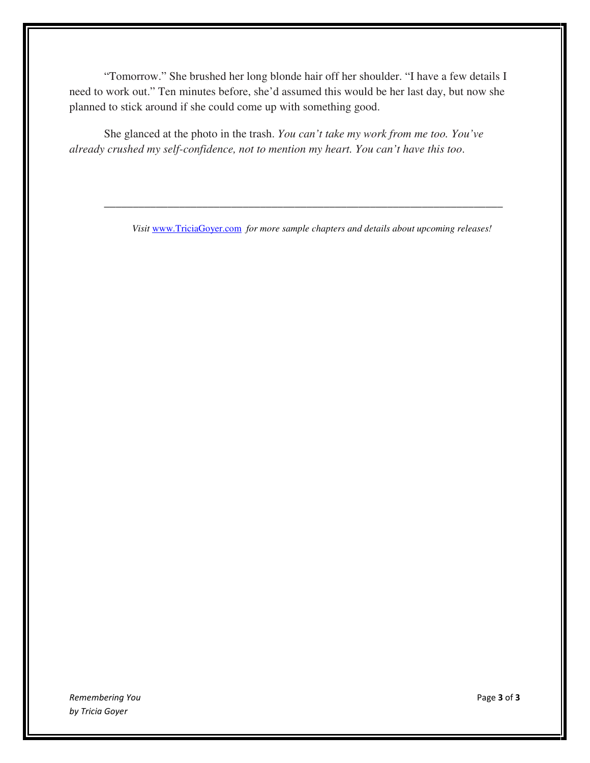"Tomorrow." She brushed her long blonde hair off her shoulder. "I have a few details I need to work out." Ten minutes before, she'd assumed this would be her last day, but now she planned to stick around if she could come up with something good.

She glanced at the photo in the trash. *You can't take my work from me too. You've already crushed my self-confidence, not to mention my heart. You can't have this too.*

---

*Visit* www.TriciaGoyer.com *for more sample chapters and details about upcoming releases!*